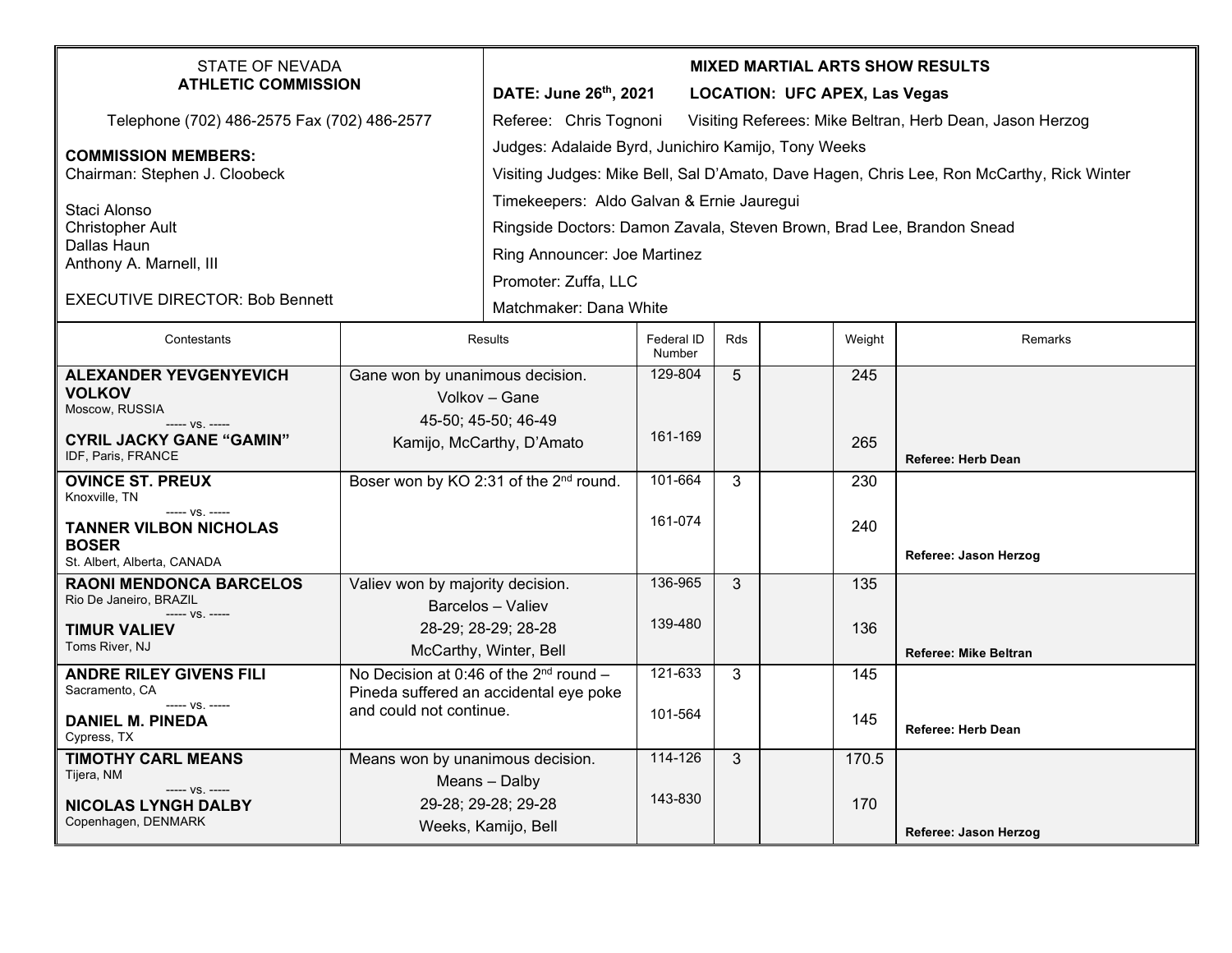STATE OF NEVADA
**ATHLETIC COMMISSION**

Telephone (702) 486-2575 Fax (702) 486-2577

**COMMISSION MEMBERS:**
Chairman: Stephen J. Cloobeck

Staci Alonso
Christopher Ault
Dallas Haun
Anthony A. Marnell, III

EXECUTIVE DIRECTOR: Bob Bennett

**MIXED MARTIAL ARTS SHOW RESULTS**

**DATE: June 26th, 2021** **LOCATION: UFC APEX, Las Vegas**

Referee: Chris Tognoni Visiting Referees: Mike Beltran, Herb Dean, Jason Herzog

Judges: Adalaide Byrd, Junichiro Kamijo, Tony Weeks

Visiting Judges: Mike Bell, Sal D'Amato, Dave Hagen, Chris Lee, Ron McCarthy, Rick Winter

Timekeepers: Aldo Galvan & Ernie Jauregui

Ringside Doctors: Damon Zavala, Steven Brown, Brad Lee, Brandon Snead

Ring Announcer: Joe Martinez

Promoter: Zuffa, LLC

Matchmaker: Dana White

| Contestants | Results | Federal ID Number | Rds | | Weight | Remarks |
|---|---|---|---|---|---|---|
| **ALEXANDER YEVGENYEVICH VOLKOV** Moscow, RUSSIA<br>----- vs. -----<br>**CYRIL JACKY GANE "GAMIN"** IDF, Paris, FRANCE | Gane won by unanimous decision.<br>Volkov – Gane<br>45-50; 45-50; 46-49<br>Kamijo, McCarthy, D'Amato | 129-804<br><br>161-169 | 5 | | 245<br><br>265 | **Referee: Herb Dean** |
| **OVINCE ST. PREUX** Knoxville, TN<br>----- vs. -----<br>**TANNER VILBON NICHOLAS BOSER** St. Albert, Alberta, CANADA | Boser won by KO 2:31 of the 2nd round. | 101-664<br><br>161-074 | 3 | | 230<br><br>240 | **Referee: Jason Herzog** |
| **RAONI MENDONCA BARCELOS** Rio De Janeiro, BRAZIL<br>----- vs. -----<br>**TIMUR VALIEV** Toms River, NJ | Valiev won by majority decision.<br>Barcelos – Valiev<br>28-29; 28-29; 28-28<br>McCarthy, Winter, Bell | 136-965<br><br>139-480 | 3 | | 135<br><br>136 | **Referee: Mike Beltran** |
| **ANDRE RILEY GIVENS FILI** Sacramento, CA<br>----- vs. -----<br>**DANIEL M. PINEDA** Cypress, TX | No Decision at 0:46 of the 2nd round – Pineda suffered an accidental eye poke and could not continue. | 121-633<br><br>101-564 | 3 | | 145<br><br>145 | **Referee: Herb Dean** |
| **TIMOTHY CARL MEANS** Tijera, NM<br>----- vs. -----<br>**NICOLAS LYNGH DALBY** Copenhagen, DENMARK | Means won by unanimous decision.<br>Means – Dalby<br>29-28; 29-28; 29-28<br>Weeks, Kamijo, Bell | 114-126<br><br>143-830 | 3 | | 170.5<br><br>170 | **Referee: Jason Herzog** |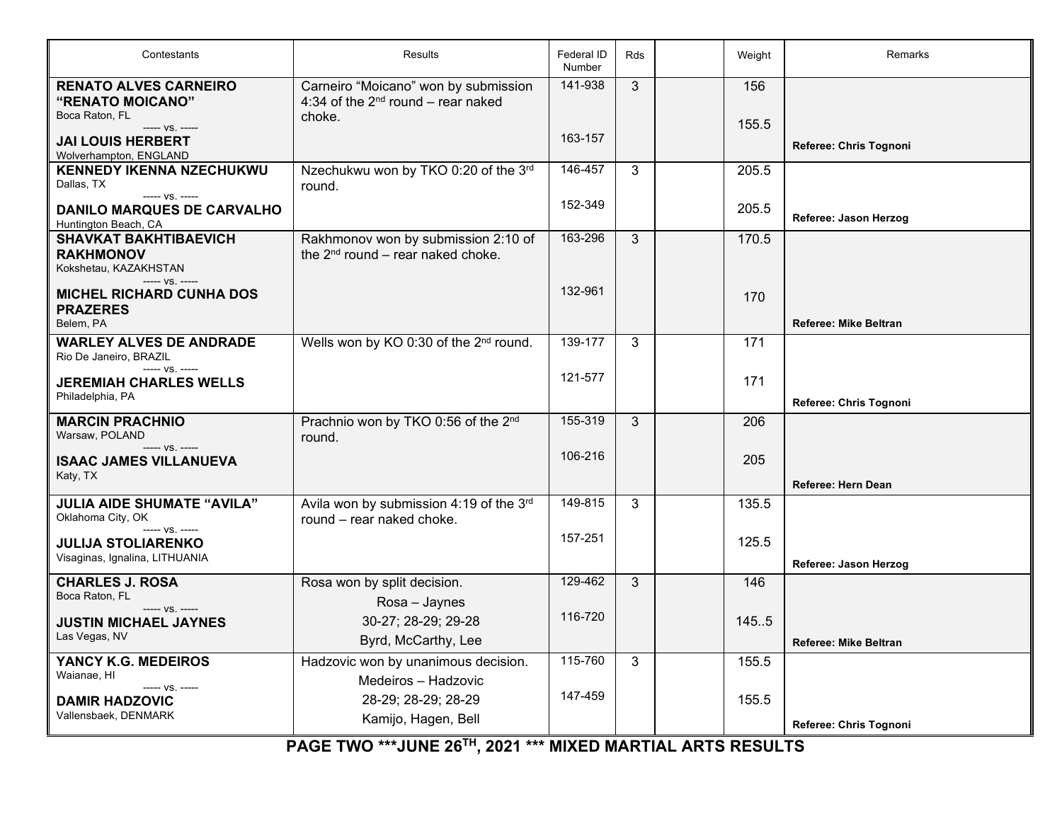| Contestants | Results | Federal ID Number | Rds | | Weight | Remarks |
|---|---|---|---|---|---|---|
| **RENATO ALVES CARNEIRO "RENATO MOICANO"**<br>Boca Raton, FL<br>----- vs. -----<br>**JAI LOUIS HERBERT**<br>Wolverhampton, ENGLAND | Carneiro "Moicano" won by submission 4:34 of the 2nd round – rear naked choke. | 141-938<br><br>163-157 | 3 | | 156<br><br>155.5 | **Referee: Chris Tognoni** |
| **KENNEDY IKENNA NZECHUKWU**<br>Dallas, TX<br>----- vs. -----<br>**DANILO MARQUES DE CARVALHO**<br>Huntington Beach, CA | Nzechukwu won by TKO 0:20 of the 3rd round. | 146-457<br><br>152-349 | 3 | | 205.5<br><br>205.5 | **Referee: Jason Herzog** |
| **SHAVKAT BAKHTIBAEVICH RAKHMONOV**<br>Kokshetau, KAZAKHSTAN<br>----- vs. -----<br>**MICHEL RICHARD CUNHA DOS PRAZERES**<br>Belem, PA | Rakhmonov won by submission 2:10 of the 2nd round – rear naked choke. | 163-296<br><br>132-961 | 3 | | 170.5<br><br>170 | **Referee: Mike Beltran** |
| **WARLEY ALVES DE ANDRADE**<br>Rio De Janeiro, BRAZIL<br>----- vs. -----<br>**JEREMIAH CHARLES WELLS**<br>Philadelphia, PA | Wells won by KO 0:30 of the 2nd round. | 139-177<br><br>121-577 | 3 | | 171<br><br>171 | **Referee: Chris Tognoni** |
| **MARCIN PRACHNIO**<br>Warsaw, POLAND<br>----- vs. -----<br>**ISAAC JAMES VILLANUEVA**<br>Katy, TX | Prachnio won by TKO 0:56 of the 2nd round. | 155-319<br><br>106-216 | 3 | | 206<br><br>205 | **Referee: Hern Dean** |
| **JULIA AIDE SHUMATE "AVILA"**<br>Oklahoma City, OK<br>----- vs. -----<br>**JULIJA STOLIARENKO**<br>Visaginas, Ignalina, LITHUANIA | Avila won by submission 4:19 of the 3rd round – rear naked choke. | 149-815<br><br>157-251 | 3 | | 135.5<br><br>125.5 | **Referee: Jason Herzog** |
| **CHARLES J. ROSA**<br>Boca Raton, FL<br>----- vs. -----<br>**JUSTIN MICHAEL JAYNES**<br>Las Vegas, NV | Rosa won by split decision.<br>Rosa – Jaynes<br>30-27; 28-29; 29-28<br>Byrd, McCarthy, Lee | 129-462<br><br>116-720 | 3 | | 146<br><br>145..5 | **Referee: Mike Beltran** |
| **YANCY K.G. MEDEIROS**<br>Waianae, HI<br>----- vs. -----<br>**DAMIR HADZOVIC**<br>Vallensbaek, DENMARK | Hadzovic won by unanimous decision.<br>Medeiros – Hadzovic<br>28-29; 28-29; 28-29<br>Kamijo, Hagen, Bell | 115-760<br><br>147-459 | 3 | | 155.5<br><br>155.5 | **Referee: Chris Tognoni** |

**PAGE TWO \*\*\*JUNE 26TH, 2021 \*\*\* MIXED MARTIAL ARTS RESULTS**